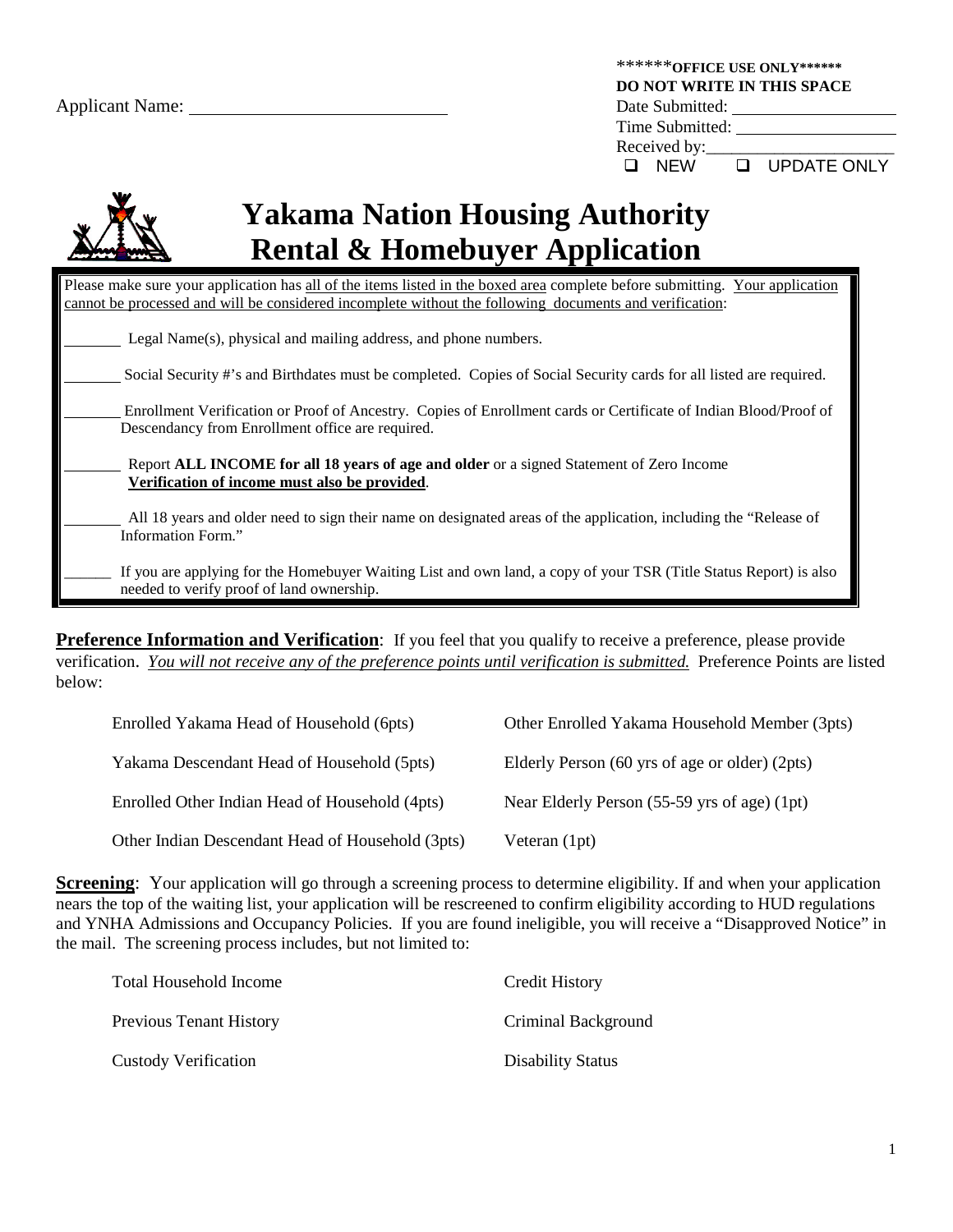Applicant Name: ____________________________

******OFFICE USE ONLY******
**DO NOT WRITE IN THIS SPACE**
Date Submitted: ____________________
Time Submitted: ____________________
Received by:____________________
❑ NEW ❑ UPDATE ONLY

# Yakama Nation Housing Authority Rental & Homebuyer Application

Please make sure your application has all of the items listed in the boxed area complete before submitting. Your application cannot be processed and will be considered incomplete without the following documents and verification:

_______ Legal Name(s), physical and mailing address, and phone numbers.

_______ Social Security #'s and Birthdates must be completed. Copies of Social Security cards for all listed are required.

_______ Enrollment Verification or Proof of Ancestry. Copies of Enrollment cards or Certificate of Indian Blood/Proof of Descendancy from Enrollment office are required.

_______ Report **ALL INCOME for all 18 years of age and older** or a signed Statement of Zero Income **Verification of income must also be provided**.

_______ All 18 years and older need to sign their name on designated areas of the application, including the "Release of Information Form."

______ If you are applying for the Homebuyer Waiting List and own land, a copy of your TSR (Title Status Report) is also needed to verify proof of land ownership.

**Preference Information and Verification**: If you feel that you qualify to receive a preference, please provide verification. *You will not receive any of the preference points until verification is submitted.* Preference Points are listed below:

- Enrolled Yakama Head of Household (6pts)
- Yakama Descendant Head of Household (5pts)
- Enrolled Other Indian Head of Household (4pts)
- Other Indian Descendant Head of Household (3pts)
- Other Enrolled Yakama Household Member (3pts)
- Elderly Person (60 yrs of age or older) (2pts)
- Near Elderly Person (55-59 yrs of age) (1pt)
- Veteran (1pt)

**Screening**: Your application will go through a screening process to determine eligibility. If and when your application nears the top of the waiting list, your application will be rescreened to confirm eligibility according to HUD regulations and YNHA Admissions and Occupancy Policies. If you are found ineligible, you will receive a "Disapproved Notice" in the mail. The screening process includes, but not limited to:

- Total Household Income
- Previous Tenant History
- Custody Verification
- Credit History
- Criminal Background
- Disability Status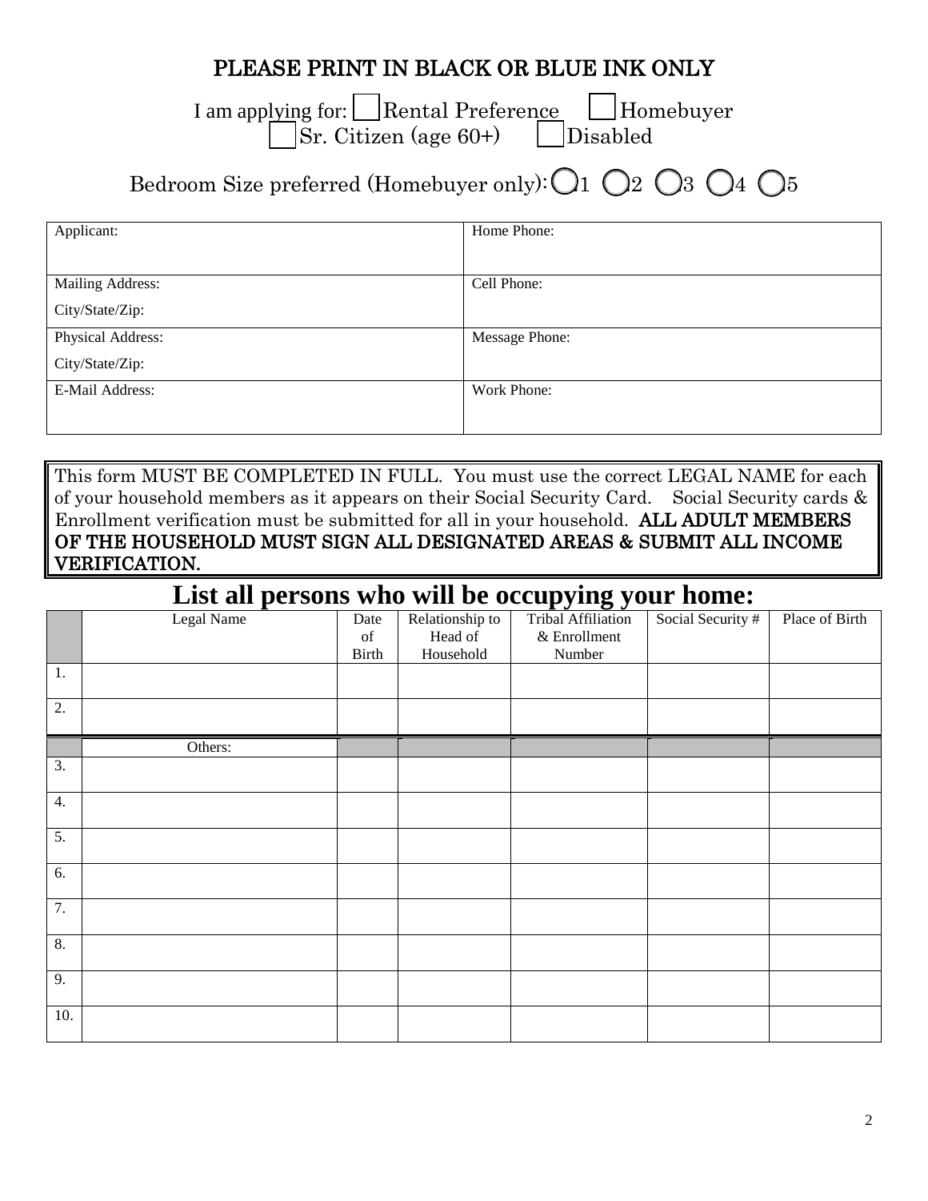**PLEASE PRINT IN BLACK OR BLUE INK ONLY**

I am applying for: ☐ Rental Preference ☐ Homebuyer
☐ Sr. Citizen (age 60+) ☐ Disabled

Bedroom Size preferred (Homebuyer only): ◯1 ◯2 ◯3 ◯4 ◯5

| Applicant: | Home Phone: |
|---|---|
| Mailing Address:<br>City/State/Zip: | Cell Phone: |
| Physical Address:<br>City/State/Zip: | Message Phone: |
| E-Mail Address: | Work Phone: |

This form MUST BE COMPLETED IN FULL. You must use the correct LEGAL NAME for each of your household members as it appears on their Social Security Card. Social Security cards & Enrollment verification must be submitted for all in your household. **ALL ADULT MEMBERS OF THE HOUSEHOLD MUST SIGN ALL DESIGNATED AREAS & SUBMIT ALL INCOME VERIFICATION.**

# List all persons who will be occupying your home:

| | Legal Name | Date of Birth | Relationship to Head of Household | Tribal Affiliation & Enrollment Number | Social Security # | Place of Birth |
|---|---|---|---|---|---|---|
| 1. | | | | | | |
| 2. | | | | | | |
| | Others: | | | | | |
| 3. | | | | | | |
| 4. | | | | | | |
| 5. | | | | | | |
| 6. | | | | | | |
| 7. | | | | | | |
| 8. | | | | | | |
| 9. | | | | | | |
| 10. | | | | | | |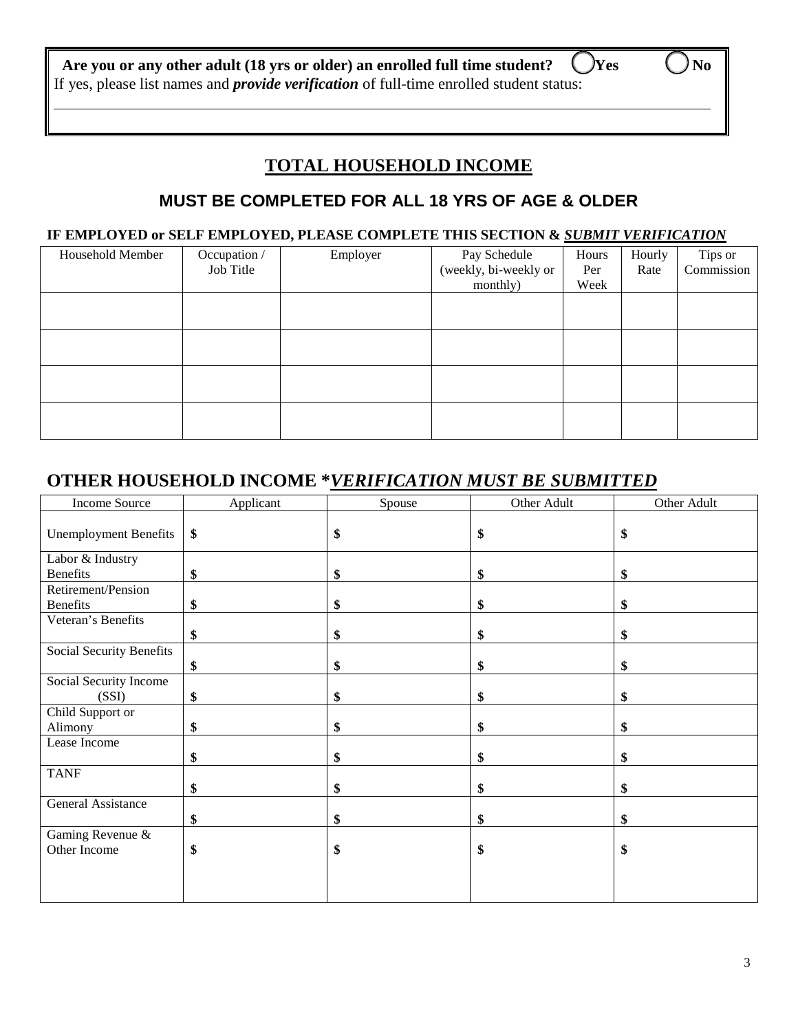**Are you or any other adult (18 yrs or older) an enrolled full time student?** ◯ **Yes** ◯ **No**

If yes, please list names and ***provide verification*** of full-time enrolled student status:

______________________________________________________________________________

## TOTAL HOUSEHOLD INCOME

### MUST BE COMPLETED FOR ALL 18 YRS OF AGE & OLDER

**IF EMPLOYED or SELF EMPLOYED, PLEASE COMPLETE THIS SECTION & *SUBMIT VERIFICATION***

| Household Member | Occupation / Job Title | Employer | Pay Schedule (weekly, bi-weekly or monthly) | Hours Per Week | Hourly Rate | Tips or Commission |
|---|---|---|---|---|---|---|
| | | | | | | |
| | | | | | | |
| | | | | | | |
| | | | | | | |

## OTHER HOUSEHOLD INCOME **VERIFICATION MUST BE SUBMITTED*

| Income Source | Applicant | Spouse | Other Adult | Other Adult |
|---|---|---|---|---|
| Unemployment Benefits | **$** | **$** | **$** | **$** |
| Labor & Industry Benefits | **$** | **$** | **$** | **$** |
| Retirement/Pension Benefits | **$** | **$** | **$** | **$** |
| Veteran's Benefits | **$** | **$** | **$** | **$** |
| Social Security Benefits | **$** | **$** | **$** | **$** |
| Social Security Income (SSI) | **$** | **$** | **$** | **$** |
| Child Support or Alimony | **$** | **$** | **$** | **$** |
| Lease Income | **$** | **$** | **$** | **$** |
| TANF | **$** | **$** | **$** | **$** |
| General Assistance | **$** | **$** | **$** | **$** |
| Gaming Revenue & Other Income | **$** | **$** | **$** | **$** |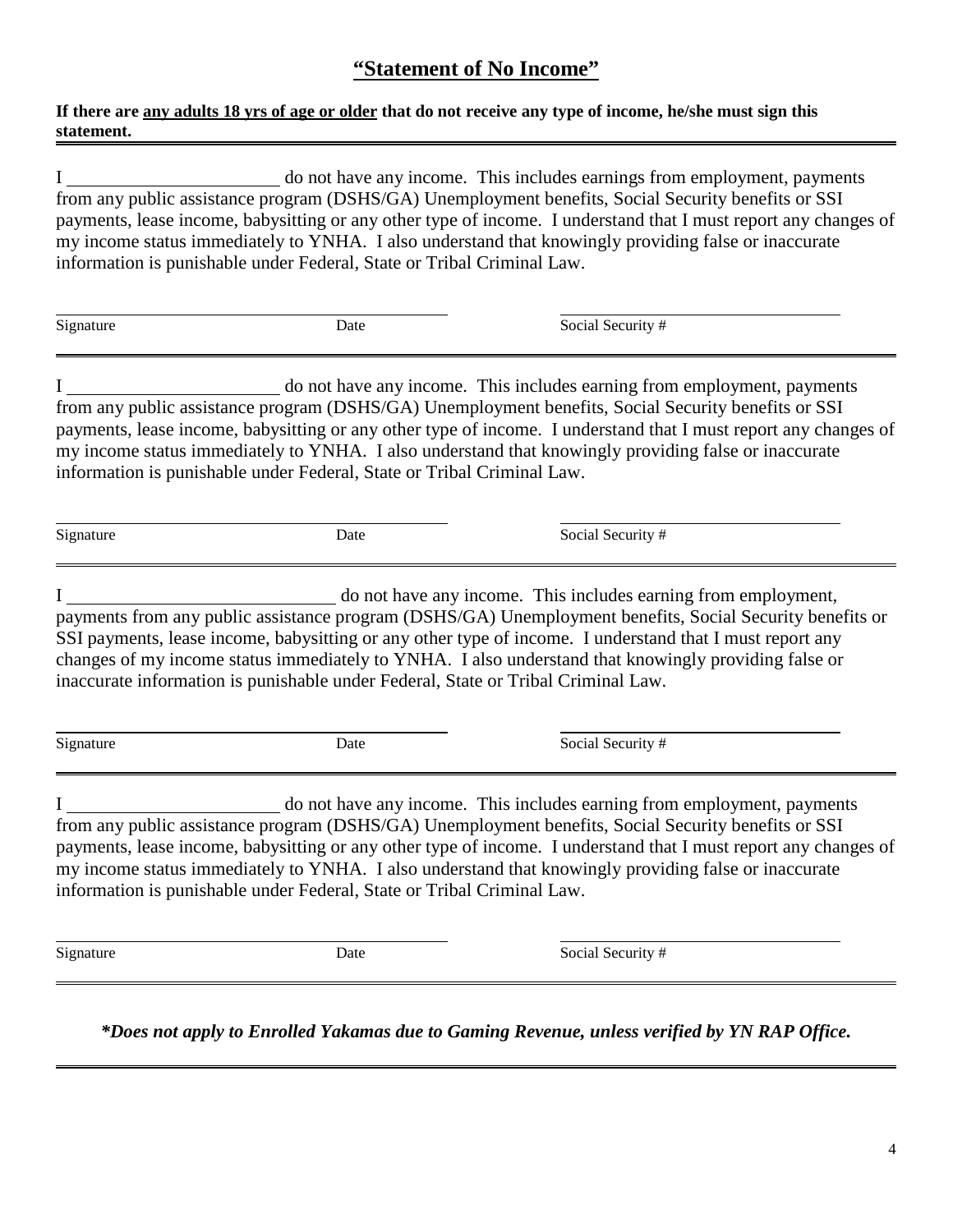# "Statement of No Income"

**If there are <u>any adults 18 yrs of age or older</u> that do not receive any type of income, he/she must sign this statement.**

---

I ______________________ do not have any income. This includes earnings from employment, payments from any public assistance program (DSHS/GA) Unemployment benefits, Social Security benefits or SSI payments, lease income, babysitting or any other type of income. I understand that I must report any changes of my income status immediately to YNHA. I also understand that knowingly providing false or inaccurate information is punishable under Federal, State or Tribal Criminal Law.

_______________________________________ &nbsp;&nbsp;&nbsp;&nbsp; _______________________________

Signature &nbsp;&nbsp;&nbsp;&nbsp;&nbsp;&nbsp;&nbsp;&nbsp;&nbsp;&nbsp;&nbsp;&nbsp; Date &nbsp;&nbsp;&nbsp;&nbsp;&nbsp;&nbsp;&nbsp;&nbsp;&nbsp;&nbsp;&nbsp;&nbsp; Social Security #

---

I ______________________ do not have any income. This includes earning from employment, payments from any public assistance program (DSHS/GA) Unemployment benefits, Social Security benefits or SSI payments, lease income, babysitting or any other type of income. I understand that I must report any changes of my income status immediately to YNHA. I also understand that knowingly providing false or inaccurate information is punishable under Federal, State or Tribal Criminal Law.

_______________________________________ &nbsp;&nbsp;&nbsp;&nbsp; _______________________________

Signature &nbsp;&nbsp;&nbsp;&nbsp;&nbsp;&nbsp;&nbsp;&nbsp;&nbsp;&nbsp;&nbsp;&nbsp; Date &nbsp;&nbsp;&nbsp;&nbsp;&nbsp;&nbsp;&nbsp;&nbsp;&nbsp;&nbsp;&nbsp;&nbsp; Social Security #

---

I ____________________________ do not have any income. This includes earning from employment, payments from any public assistance program (DSHS/GA) Unemployment benefits, Social Security benefits or SSI payments, lease income, babysitting or any other type of income. I understand that I must report any changes of my income status immediately to YNHA. I also understand that knowingly providing false or inaccurate information is punishable under Federal, State or Tribal Criminal Law.

_______________________________________ &nbsp;&nbsp;&nbsp;&nbsp; _______________________________

Signature &nbsp;&nbsp;&nbsp;&nbsp;&nbsp;&nbsp;&nbsp;&nbsp;&nbsp;&nbsp;&nbsp;&nbsp; Date &nbsp;&nbsp;&nbsp;&nbsp;&nbsp;&nbsp;&nbsp;&nbsp;&nbsp;&nbsp;&nbsp;&nbsp; Social Security #

---

I ______________________ do not have any income. This includes earning from employment, payments from any public assistance program (DSHS/GA) Unemployment benefits, Social Security benefits or SSI payments, lease income, babysitting or any other type of income. I understand that I must report any changes of my income status immediately to YNHA. I also understand that knowingly providing false or inaccurate information is punishable under Federal, State or Tribal Criminal Law.

_______________________________________ &nbsp;&nbsp;&nbsp;&nbsp; _______________________________

Signature &nbsp;&nbsp;&nbsp;&nbsp;&nbsp;&nbsp;&nbsp;&nbsp;&nbsp;&nbsp;&nbsp;&nbsp; Date &nbsp;&nbsp;&nbsp;&nbsp;&nbsp;&nbsp;&nbsp;&nbsp;&nbsp;&nbsp;&nbsp;&nbsp; Social Security #

---

***Does not apply to Enrolled Yakamas due to Gaming Revenue, unless verified by YN RAP Office.**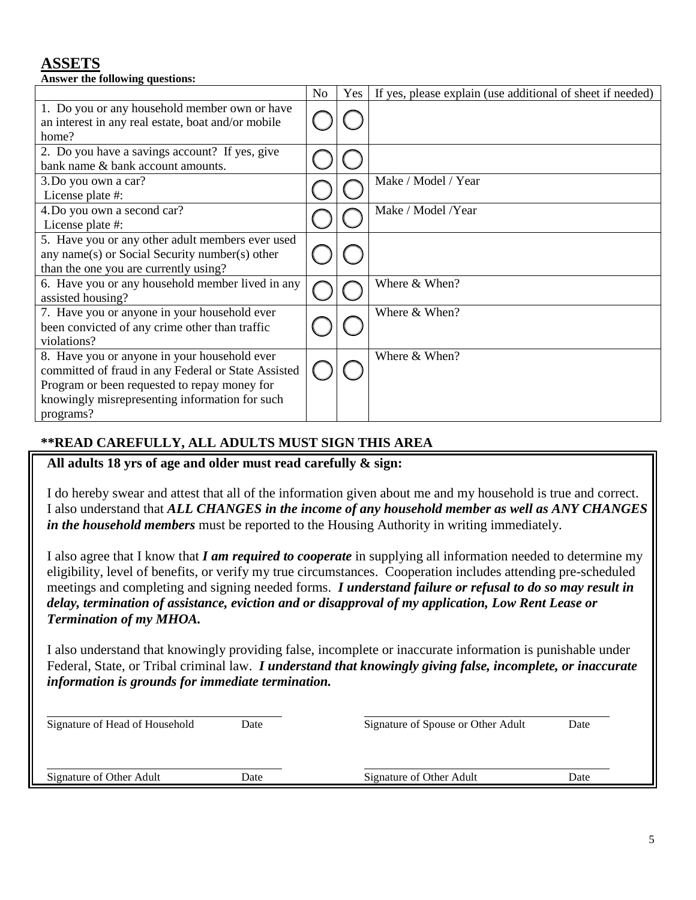## ASSETS

**Answer the following questions:**

| | No | Yes | If yes, please explain (use additional sheet if needed) |
|---|---|---|---|
| 1. Do you or any household member own or have an interest in any real estate, boat and/or mobile home? | ◯ | ◯ | |
| 2. Do you have a savings account? If yes, give bank name & bank account amounts. | ◯ | ◯ | |
| 3. Do you own a car? License plate #: | ◯ | ◯ | Make / Model / Year |
| 4. Do you own a second car? License plate #: | ◯ | ◯ | Make / Model /Year |
| 5. Have you or any other adult members ever used any name(s) or Social Security number(s) other than the one you are currently using? | ◯ | ◯ | |
| 6. Have you or any household member lived in any assisted housing? | ◯ | ◯ | Where & When? |
| 7. Have you or anyone in your household ever been convicted of any crime other than traffic violations? | ◯ | ◯ | Where & When? |
| 8. Have you or anyone in your household ever committed of fraud in any Federal or State Assisted Program or been requested to repay money for knowingly misrepresenting information for such programs? | ◯ | ◯ | Where & When? |

**\*\*READ CAREFULLY, ALL ADULTS MUST SIGN THIS AREA**

**All adults 18 yrs of age and older must read carefully & sign:**

I do hereby swear and attest that all of the information given about me and my household is true and correct. I also understand that ***ALL CHANGES in the income of any household member as well as ANY CHANGES in the household members*** must be reported to the Housing Authority in writing immediately.

I also agree that I know that ***I am required to cooperate*** in supplying all information needed to determine my eligibility, level of benefits, or verify my true circumstances. Cooperation includes attending pre-scheduled meetings and completing and signing needed forms. ***I understand failure or refusal to do so may result in delay, termination of assistance, eviction and or disapproval of my application, Low Rent Lease or Termination of my MHOA.***

I also understand that knowingly providing false, incomplete or inaccurate information is punishable under Federal, State, or Tribal criminal law. ***I understand that knowingly giving false, incomplete, or inaccurate information is grounds for immediate termination.***

| | | | |
|---|---|---|---|
| Signature of Head of Household | Date | Signature of Spouse or Other Adult | Date |
| Signature of Other Adult | Date | Signature of Other Adult | Date |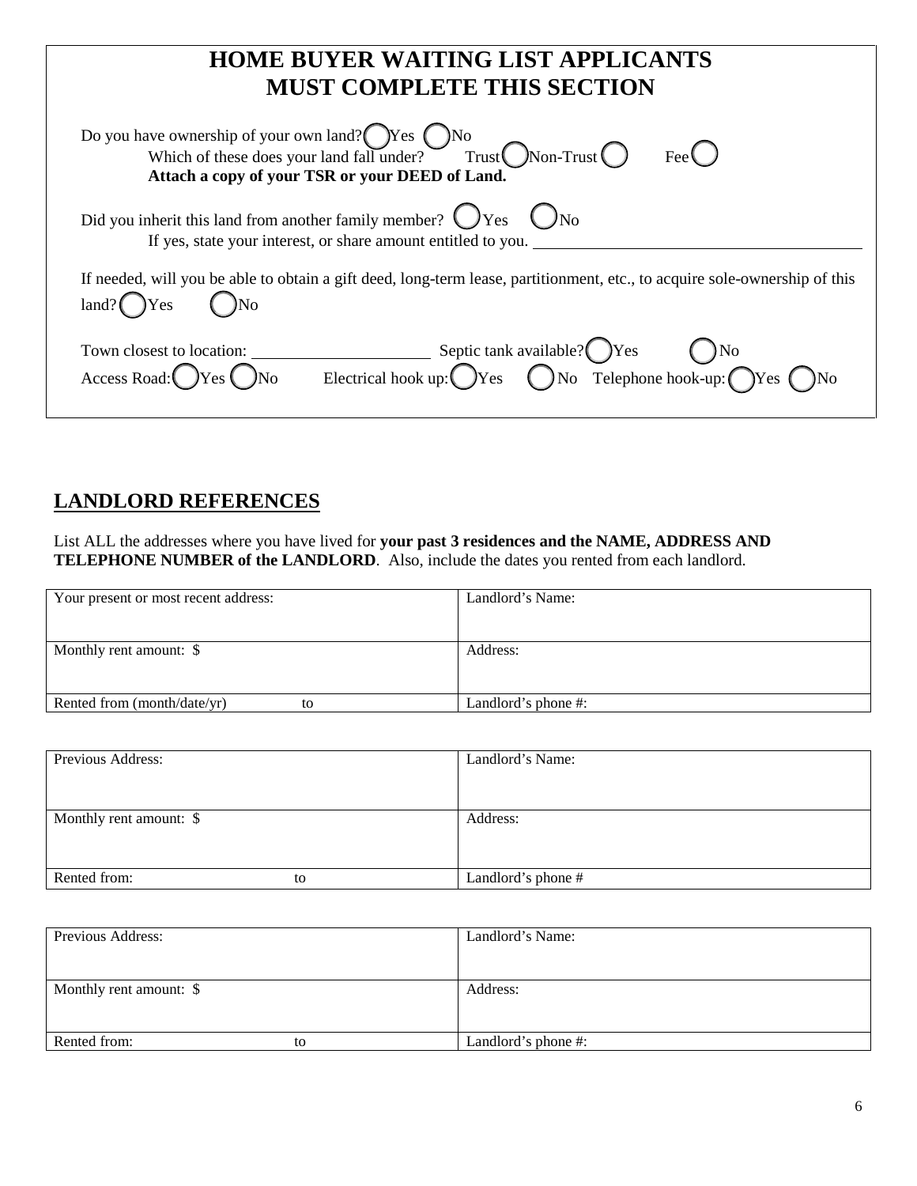# HOME BUYER WAITING LIST APPLICANTS MUST COMPLETE THIS SECTION

Do you have ownership of your own land? ◯ Yes ◯ No

Which of these does your land fall under? Trust ◯ Non-Trust ◯ Fee ◯

**Attach a copy of your TSR or your DEED of Land.**

Did you inherit this land from another family member? ◯ Yes ◯ No

If yes, state your interest, or share amount entitled to you. ______________________________

If needed, will you be able to obtain a gift deed, long-term lease, partitionment, etc., to acquire sole-ownership of this land? ◯ Yes ◯ No

Town closest to location: ____________________ Septic tank available? ◯ Yes ◯ No

Access Road: ◯ Yes ◯ No Electrical hook up: ◯ Yes ◯ No Telephone hook-up: ◯ Yes ◯ No

## LANDLORD REFERENCES

List ALL the addresses where you have lived for **your past 3 residences and the NAME, ADDRESS AND TELEPHONE NUMBER of the LANDLORD**. Also, include the dates you rented from each landlord.

| Your present or most recent address: | Landlord's Name: |
|---|---|
| Monthly rent amount: $ | Address: |
| Rented from (month/date/yr) to | Landlord's phone #: |

| Previous Address: | Landlord's Name: |
|---|---|
| Monthly rent amount: $ | Address: |
| Rented from: to | Landlord's phone # |

| Previous Address: | Landlord's Name: |
|---|---|
| Monthly rent amount: $ | Address: |
| Rented from: to | Landlord's phone #: |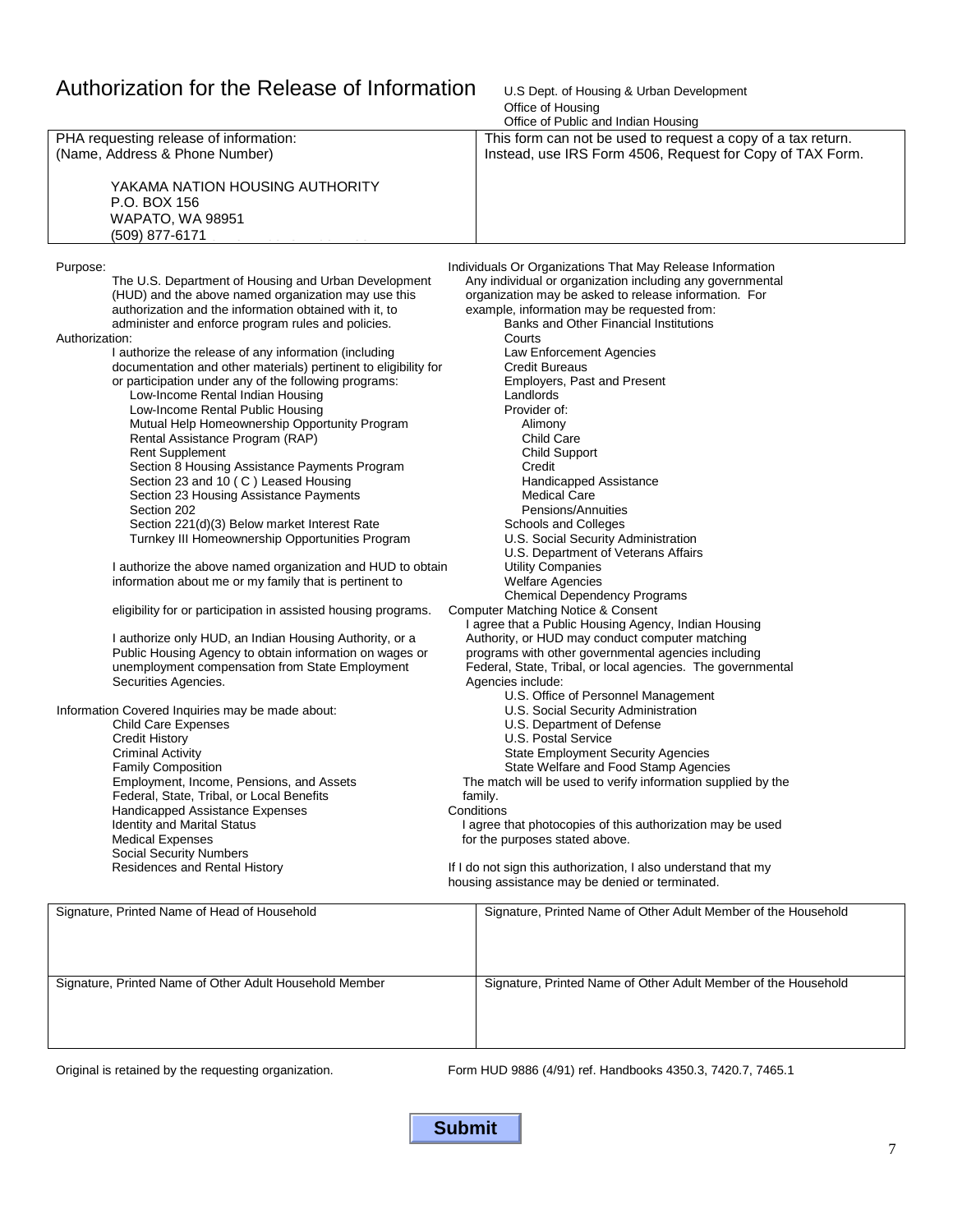# Authorization for the Release of Information

U.S Dept. of Housing & Urban Development
Office of Housing
Office of Public and Indian Housing

| PHA requesting release of information: (Name, Address & Phone Number) | This form can not be used to request a copy of a tax return. Instead, use IRS Form 4506, Request for Copy of TAX Form. |
|---|---|
| YAKAMA NATION HOUSING AUTHORITY<br>P.O. BOX 156<br>WAPATO, WA 98951<br>(509) 877-6171 | |

**Purpose:**

The U.S. Department of Housing and Urban Development (HUD) and the above named organization may use this authorization and the information obtained with it, to administer and enforce program rules and policies.

**Authorization:**

I authorize the release of any information (including documentation and other materials) pertinent to eligibility for or participation under any of the following programs:

- Low-Income Rental Indian Housing
- Low-Income Rental Public Housing
- Mutual Help Homeownership Opportunity Program
- Rental Assistance Program (RAP)
- Rent Supplement
- Section 8 Housing Assistance Payments Program
- Section 23 and 10 ( C ) Leased Housing
- Section 23 Housing Assistance Payments
- Section 202
- Section 221(d)(3) Below market Interest Rate
- Turnkey III Homeownership Opportunities Program

I authorize the above named organization and HUD to obtain information about me or my family that is pertinent to eligibility for or participation in assisted housing programs.

I authorize only HUD, an Indian Housing Authority, or a Public Housing Agency to obtain information on wages or unemployment compensation from State Employment Securities Agencies.

**Information Covered Inquiries may be made about:**

- Child Care Expenses
- Credit History
- Criminal Activity
- Family Composition
- Employment, Income, Pensions, and Assets
- Federal, State, Tribal, or Local Benefits
- Handicapped Assistance Expenses
- Identity and Marital Status
- Medical Expenses
- Social Security Numbers
- Residences and Rental History

**Individuals Or Organizations That May Release Information**

Any individual or organization including any governmental organization may be asked to release information. For example, information may be requested from:

- Banks and Other Financial Institutions
- Courts
- Law Enforcement Agencies
- Credit Bureaus
- Employers, Past and Present
- Landlords
- Provider of:
  - Alimony
  - Child Care
  - Child Support
  - Credit
  - Handicapped Assistance
  - Medical Care
  - Pensions/Annuities
- Schools and Colleges
- U.S. Social Security Administration
- U.S. Department of Veterans Affairs
- Utility Companies
- Welfare Agencies
- Chemical Dependency Programs

**Computer Matching Notice & Consent**

I agree that a Public Housing Agency, Indian Housing Authority, or HUD may conduct computer matching programs with other governmental agencies including Federal, State, Tribal, or local agencies. The governmental Agencies include:

- U.S. Office of Personnel Management
- U.S. Social Security Administration
- U.S. Department of Defense
- U.S. Postal Service
- State Employment Security Agencies
- State Welfare and Food Stamp Agencies

The match will be used to verify information supplied by the family.

**Conditions**

I agree that photocopies of this authorization may be used for the purposes stated above.

If I do not sign this authorization, I also understand that my housing assistance may be denied or terminated.

| Signature, Printed Name of Head of Household | Signature, Printed Name of Other Adult Member of the Household |
|---|---|
| | |
| Signature, Printed Name of Other Adult Household Member | Signature, Printed Name of Other Adult Member of the Household |
| | |

Original is retained by the requesting organization.

Form HUD 9886 (4/91) ref. Handbooks 4350.3, 7420.7, 7465.1

Submit